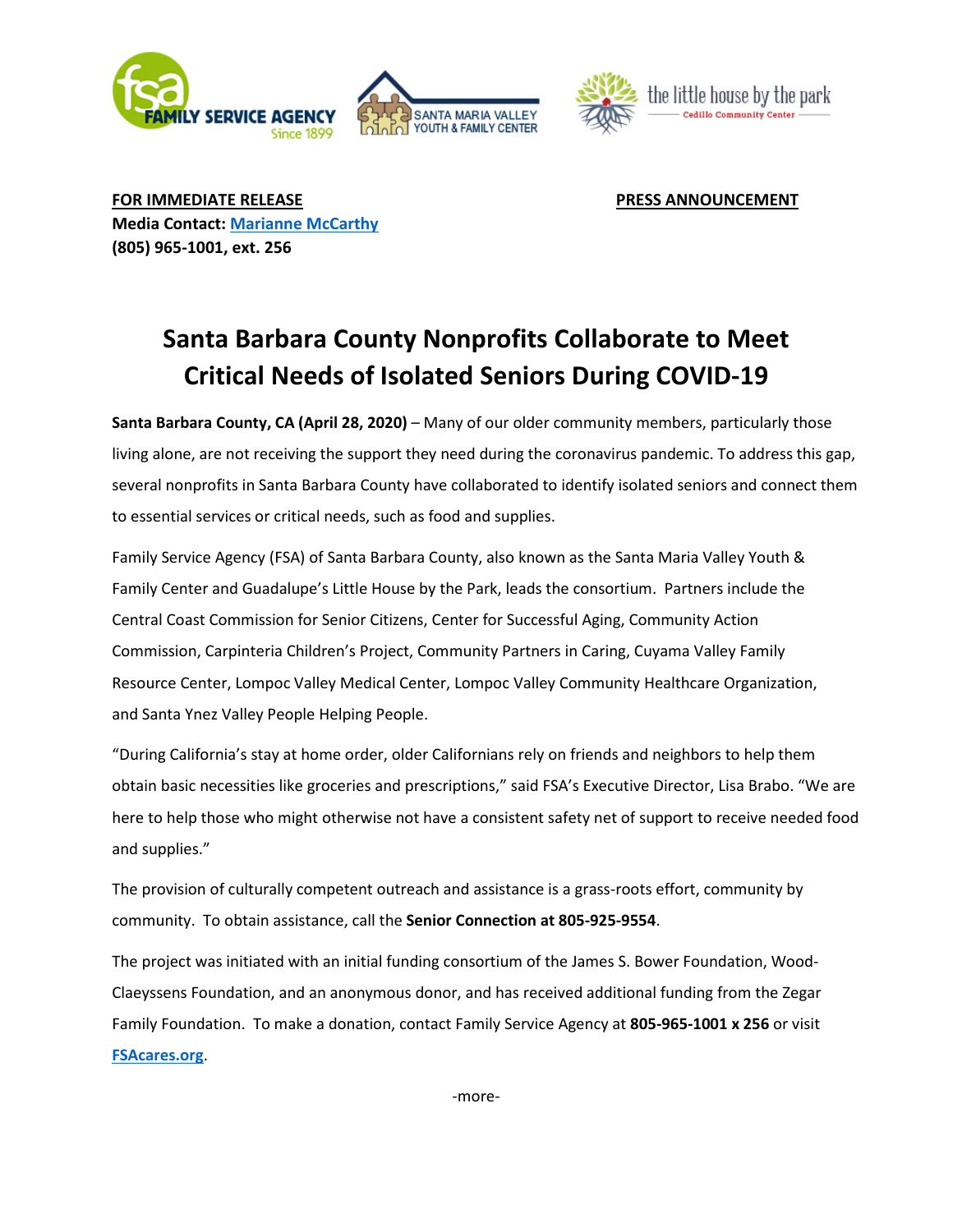**FOR IMMEDIATE RELEASE**

**PRESS ANNOUNCEMENT**

**Media Contact: Marianne McCarthy**
**(805) 965-1001, ext. 256**

# Santa Barbara County Nonprofits Collaborate to Meet Critical Needs of Isolated Seniors During COVID-19

**Santa Barbara County, CA (April 28, 2020)** – Many of our older community members, particularly those living alone, are not receiving the support they need during the coronavirus pandemic. To address this gap, several nonprofits in Santa Barbara County have collaborated to identify isolated seniors and connect them to essential services or critical needs, such as food and supplies.

Family Service Agency (FSA) of Santa Barbara County, also known as the Santa Maria Valley Youth & Family Center and Guadalupe's Little House by the Park, leads the consortium. Partners include the Central Coast Commission for Senior Citizens, Center for Successful Aging, Community Action Commission, Carpinteria Children's Project, Community Partners in Caring, Cuyama Valley Family Resource Center, Lompoc Valley Medical Center, Lompoc Valley Community Healthcare Organization, and Santa Ynez Valley People Helping People.

"During California's stay at home order, older Californians rely on friends and neighbors to help them obtain basic necessities like groceries and prescriptions," said FSA's Executive Director, Lisa Brabo. "We are here to help those who might otherwise not have a consistent safety net of support to receive needed food and supplies."

The provision of culturally competent outreach and assistance is a grass-roots effort, community by community. To obtain assistance, call the **Senior Connection at 805-925-9554**.

The project was initiated with an initial funding consortium of the James S. Bower Foundation, Wood-Claeyssens Foundation, and an anonymous donor, and has received additional funding from the Zegar Family Foundation. To make a donation, contact Family Service Agency at **805-965-1001 x 256** or visit **FSAcares.org**.

-more-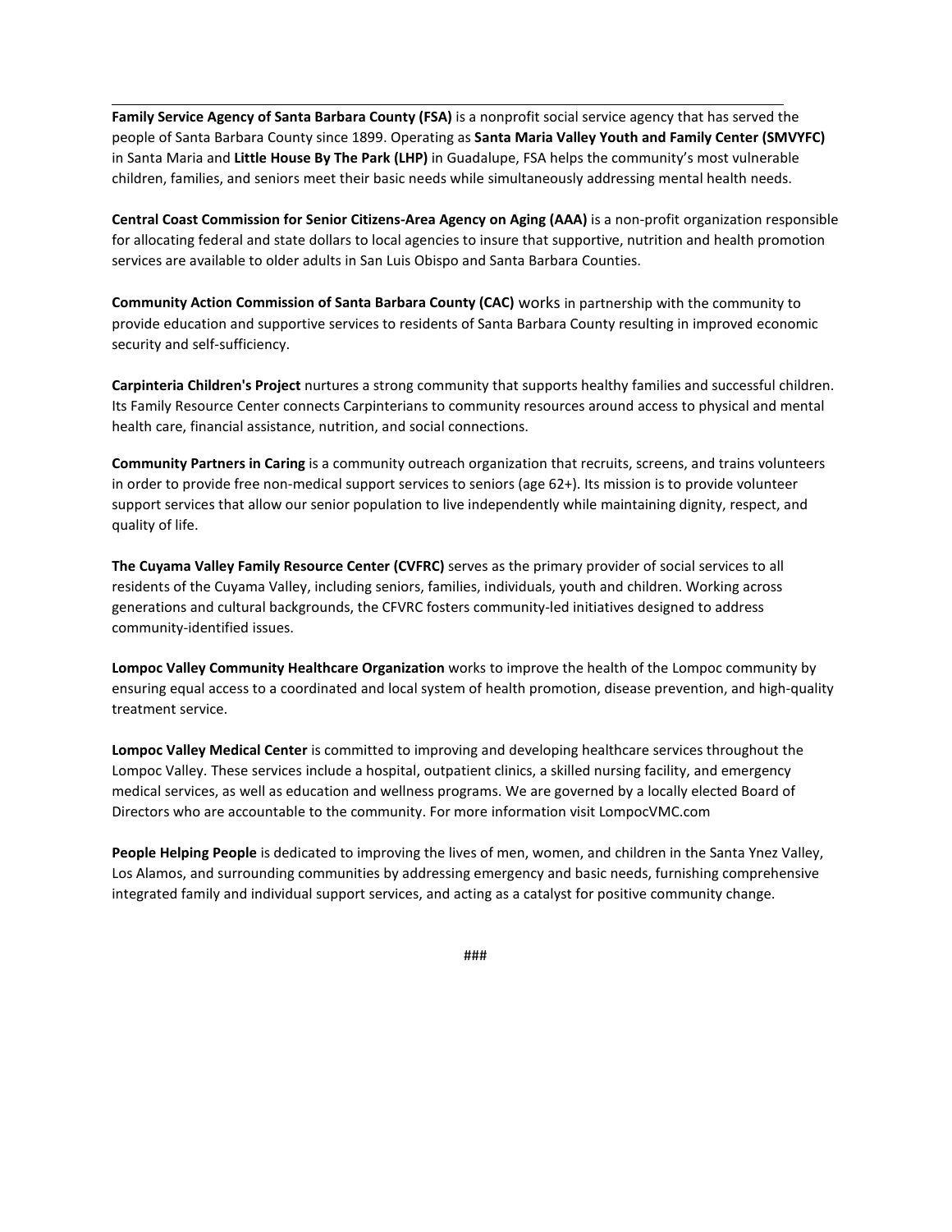---

**Family Service Agency of Santa Barbara County (FSA)** is a nonprofit social service agency that has served the people of Santa Barbara County since 1899. Operating as **Santa Maria Valley Youth and Family Center (SMVYFC)** in Santa Maria and **Little House By The Park (LHP)** in Guadalupe, FSA helps the community's most vulnerable children, families, and seniors meet their basic needs while simultaneously addressing mental health needs.

**Central Coast Commission for Senior Citizens-Area Agency on Aging (AAA)** is a non-profit organization responsible for allocating federal and state dollars to local agencies to insure that supportive, nutrition and health promotion services are available to older adults in San Luis Obispo and Santa Barbara Counties.

**Community Action Commission of Santa Barbara County (CAC)** works in partnership with the community to provide education and supportive services to residents of Santa Barbara County resulting in improved economic security and self-sufficiency.

**Carpinteria Children's Project** nurtures a strong community that supports healthy families and successful children. Its Family Resource Center connects Carpinterians to community resources around access to physical and mental health care, financial assistance, nutrition, and social connections.

**Community Partners in Caring** is a community outreach organization that recruits, screens, and trains volunteers in order to provide free non-medical support services to seniors (age 62+). Its mission is to provide volunteer support services that allow our senior population to live independently while maintaining dignity, respect, and quality of life.

**The Cuyama Valley Family Resource Center (CVFRC)** serves as the primary provider of social services to all residents of the Cuyama Valley, including seniors, families, individuals, youth and children. Working across generations and cultural backgrounds, the CFVRC fosters community-led initiatives designed to address community-identified issues.

**Lompoc Valley Community Healthcare Organization** works to improve the health of the Lompoc community by ensuring equal access to a coordinated and local system of health promotion, disease prevention, and high-quality treatment service.

**Lompoc Valley Medical Center** is committed to improving and developing healthcare services throughout the Lompoc Valley. These services include a hospital, outpatient clinics, a skilled nursing facility, and emergency medical services, as well as education and wellness programs. We are governed by a locally elected Board of Directors who are accountable to the community. For more information visit LompocVMC.com

**People Helping People** is dedicated to improving the lives of men, women, and children in the Santa Ynez Valley, Los Alamos, and surrounding communities by addressing emergency and basic needs, furnishing comprehensive integrated family and individual support services, and acting as a catalyst for positive community change.

###